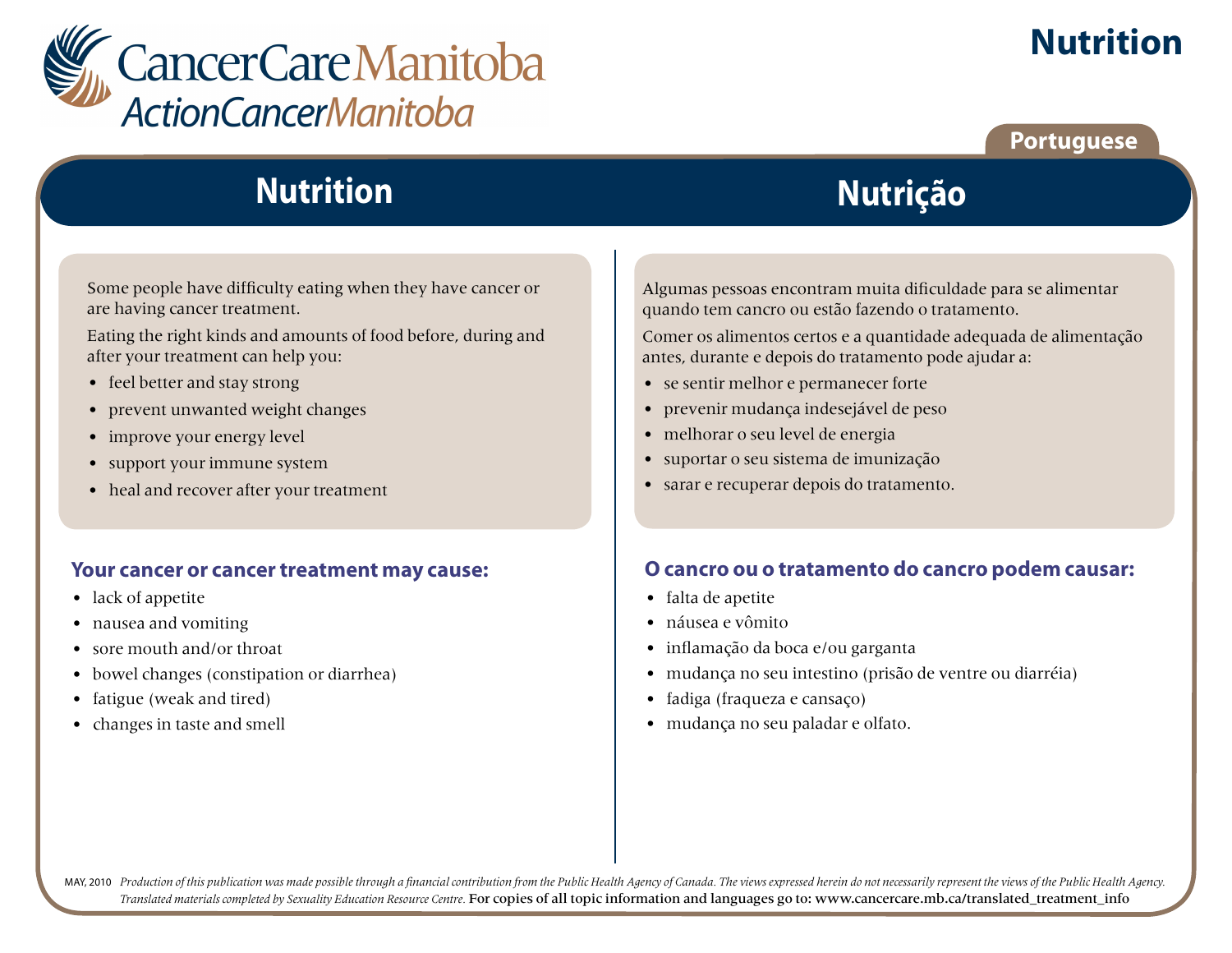# Nutrition

Portuguese

## Nutrition

Some people have difficulty eating when they have cancer or are having cancer treatment.

Eating the right kinds and amounts of food before, during and after your treatment can help you:

- feel better and stay strong
- prevent unwanted weight changes
- improve your energy level
- support your immune system
- heal and recover after your treatment

### Your cancer or cancer treatment may cause:

- lack of appetite
- nausea and vomiting
- sore mouth and/or throat
- bowel changes (constipation or diarrhea)
- fatigue (weak and tired)
- changes in taste and smell

## Nutrição

Algumas pessoas encontram muita dificuldade para se alimentar quando tem cancro ou estão fazendo o tratamento.

Comer os alimentos certos e a quantidade adequada de alimentação antes, durante e depois do tratamento pode ajudar a:

- se sentir melhor e permanecer forte
- prevenir mudança indesejável de peso
- melhorar o seu level de energia
- suportar o seu sistema de imunização
- sarar e recuperar depois do tratamento.

### O cancro ou o tratamento do cancro podem causar:

- falta de apetite
- náusea e vômito
- inflamação da boca e/ou garganta
- mudança no seu intestino (prisão de ventre ou diarréia)
- fadiga (fraqueza e cansaço)
- mudança no seu paladar e olfato.

MAY, 2010 *Production of this publication was made possible through a financial contribution from the Public Health Agency of Canada. The views expressed herein do not necessarily represent the views of the Public Health Agency. Translated materials completed by Sexuality Education Resource Centre.* For copies of all topic information and languages go to: www.cancercare.mb.ca/translated_treatment_info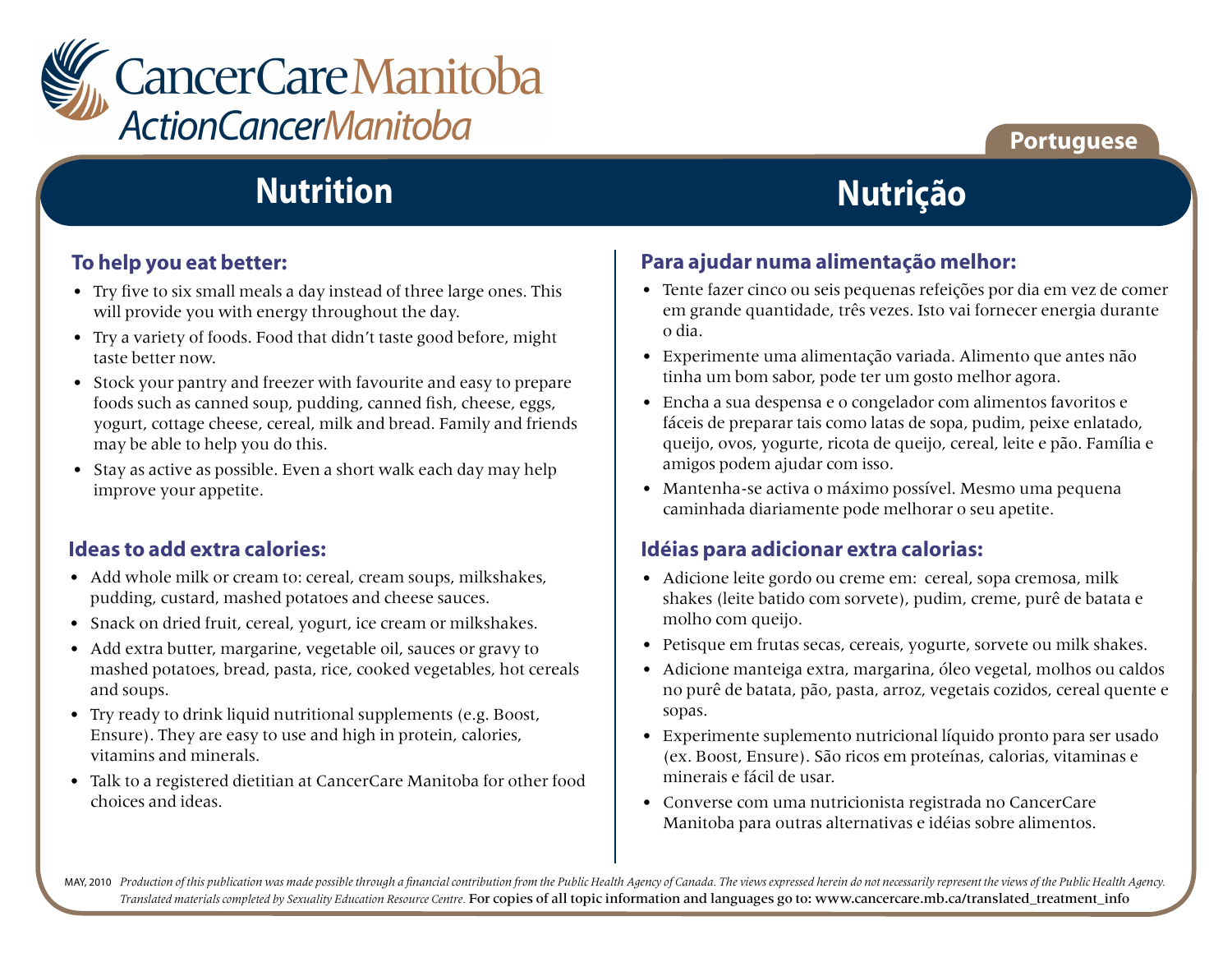CancerCare Manitoba
ActionCancerManitoba

Portuguese

# Nutrition

## To help you eat better:

- Try five to six small meals a day instead of three large ones. This will provide you with energy throughout the day.
- Try a variety of foods. Food that didn't taste good before, might taste better now.
- Stock your pantry and freezer with favourite and easy to prepare foods such as canned soup, pudding, canned fish, cheese, eggs, yogurt, cottage cheese, cereal, milk and bread. Family and friends may be able to help you do this.
- Stay as active as possible. Even a short walk each day may help improve your appetite.

## Ideas to add extra calories:

- Add whole milk or cream to: cereal, cream soups, milkshakes, pudding, custard, mashed potatoes and cheese sauces.
- Snack on dried fruit, cereal, yogurt, ice cream or milkshakes.
- Add extra butter, margarine, vegetable oil, sauces or gravy to mashed potatoes, bread, pasta, rice, cooked vegetables, hot cereals and soups.
- Try ready to drink liquid nutritional supplements (e.g. Boost, Ensure). They are easy to use and high in protein, calories, vitamins and minerals.
- Talk to a registered dietitian at CancerCare Manitoba for other food choices and ideas.

# Nutrição

## Para ajudar numa alimentação melhor:

- Tente fazer cinco ou seis pequenas refeições por dia em vez de comer em grande quantidade, três vezes. Isto vai fornecer energia durante o dia.
- Experimente uma alimentação variada. Alimento que antes não tinha um bom sabor, pode ter um gosto melhor agora.
- Encha a sua despensa e o congelador com alimentos favoritos e fáceis de preparar tais como latas de sopa, pudim, peixe enlatado, queijo, ovos, yogurte, ricota de queijo, cereal, leite e pão. Família e amigos podem ajudar com isso.
- Mantenha-se activa o máximo possível. Mesmo uma pequena caminhada diariamente pode melhorar o seu apetite.

## Idéias para adicionar extra calorias:

- Adicione leite gordo ou creme em: cereal, sopa cremosa, milk shakes (leite batido com sorvete), pudim, creme, purê de batata e molho com queijo.
- Petisque em frutas secas, cereais, yogurte, sorvete ou milk shakes.
- Adicione manteiga extra, margarina, óleo vegetal, molhos ou caldos no purê de batata, pão, pasta, arroz, vegetais cozidos, cereal quente e sopas.
- Experimente suplemento nutricional líquido pronto para ser usado (ex. Boost, Ensure). São ricos em proteínas, calorias, vitaminas e minerais e fácil de usar.
- Converse com uma nutricionista registrada no CancerCare Manitoba para outras alternativas e idéias sobre alimentos.

MAY, 2010 *Production of this publication was made possible through a financial contribution from the Public Health Agency of Canada. The views expressed herein do not necessarily represent the views of the Public Health Agency. Translated materials completed by Sexuality Education Resource Centre.* For copies of all topic information and languages go to: www.cancercare.mb.ca/translated_treatment_info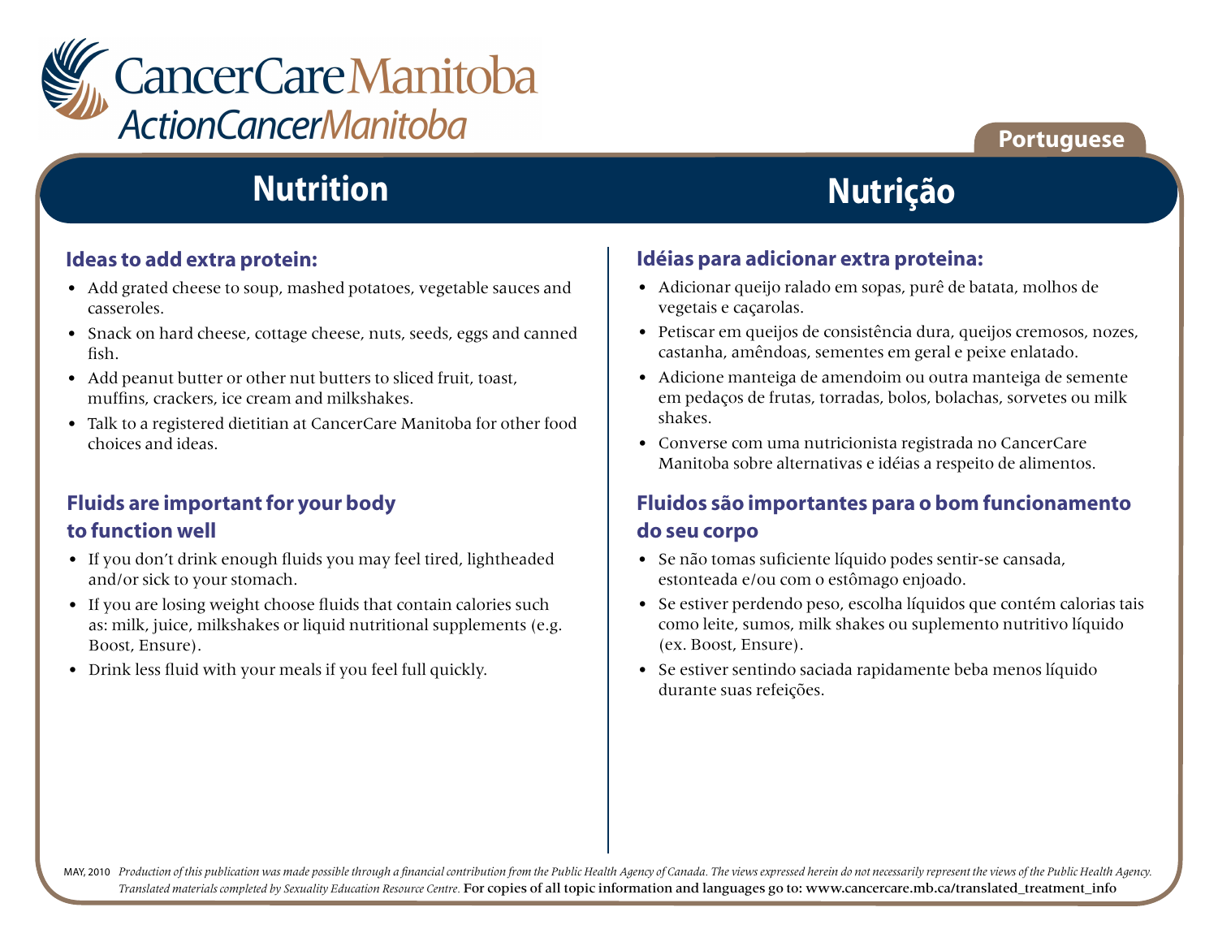# CancerCare Manitoba
## ActionCancerManitoba

Portuguese

## Nutrition

### Ideas to add extra protein:

- Add grated cheese to soup, mashed potatoes, vegetable sauces and casseroles.
- Snack on hard cheese, cottage cheese, nuts, seeds, eggs and canned fish.
- Add peanut butter or other nut butters to sliced fruit, toast, muffins, crackers, ice cream and milkshakes.
- Talk to a registered dietitian at CancerCare Manitoba for other food choices and ideas.

### Fluids are important for your body to function well

- If you don't drink enough fluids you may feel tired, lightheaded and/or sick to your stomach.
- If you are losing weight choose fluids that contain calories such as: milk, juice, milkshakes or liquid nutritional supplements (e.g. Boost, Ensure).
- Drink less fluid with your meals if you feel full quickly.

## Nutrição

### Idéias para adicionar extra proteina:

- Adicionar queijo ralado em sopas, purê de batata, molhos de vegetais e caçarolas.
- Petiscar em queijos de consistência dura, queijos cremosos, nozes, castanha, amêndoas, sementes em geral e peixe enlatado.
- Adicione manteiga de amendoim ou outra manteiga de semente em pedaços de frutas, torradas, bolos, bolachas, sorvetes ou milk shakes.
- Converse com uma nutricionista registrada no CancerCare Manitoba sobre alternativas e idéias a respeito de alimentos.

### Fluidos são importantes para o bom funcionamento do seu corpo

- Se não tomas suficiente líquido podes sentir-se cansada, estonteada e/ou com o estômago enjoado.
- Se estiver perdendo peso, escolha líquidos que contém calorias tais como leite, sumos, milk shakes ou suplemento nutritivo líquido (ex. Boost, Ensure).
- Se estiver sentindo saciada rapidamente beba menos líquido durante suas refeições.

MAY, 2010 *Production of this publication was made possible through a financial contribution from the Public Health Agency of Canada. The views expressed herein do not necessarily represent the views of the Public Health Agency. Translated materials completed by Sexuality Education Resource Centre.* For copies of all topic information and languages go to: www.cancercare.mb.ca/translated_treatment_info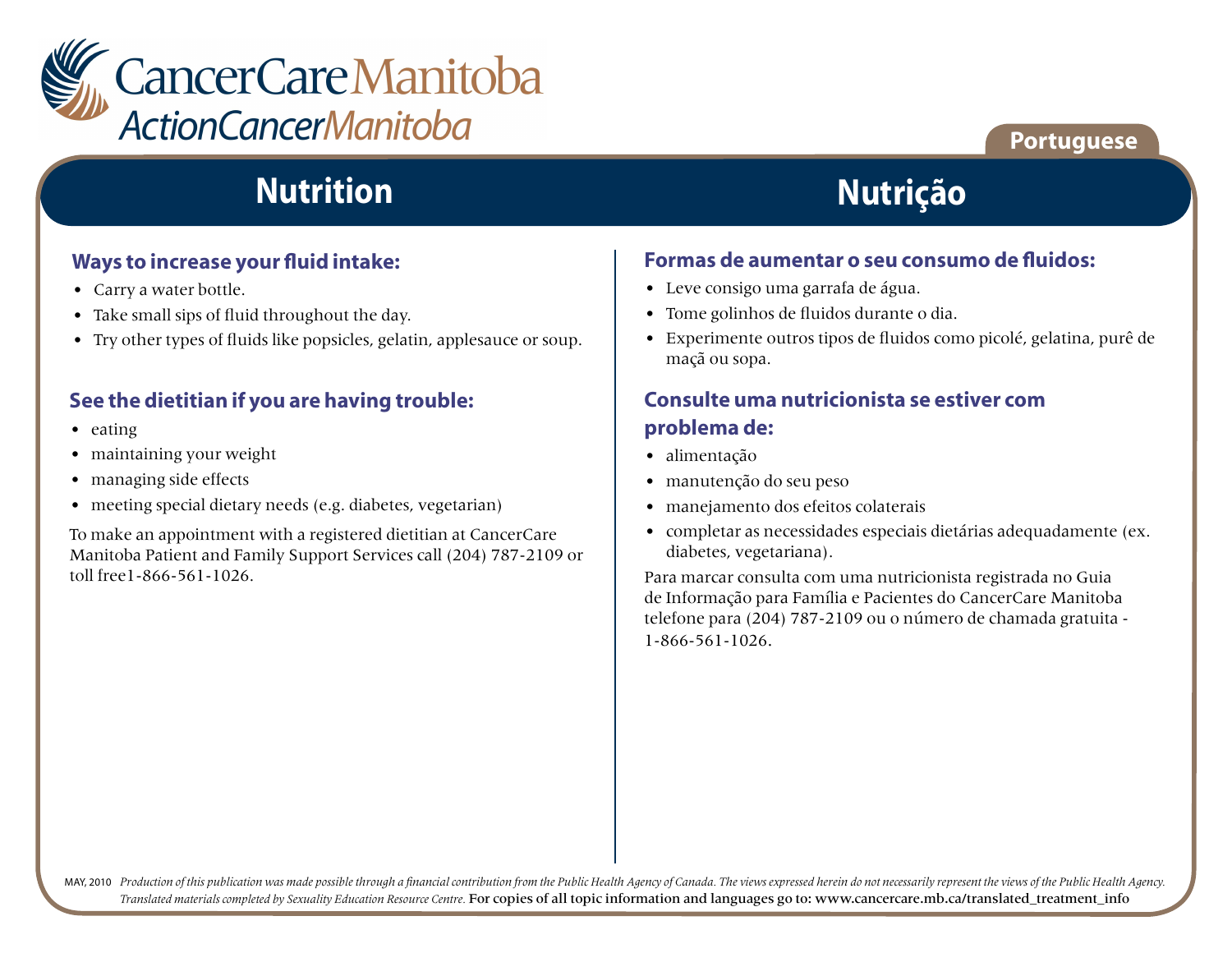CancerCare Manitoba
ActionCancerManitoba

Portuguese

# Nutrition

## Ways to increase your fluid intake:

- Carry a water bottle.
- Take small sips of fluid throughout the day.
- Try other types of fluids like popsicles, gelatin, applesauce or soup.

## See the dietitian if you are having trouble:

- eating
- maintaining your weight
- managing side effects
- meeting special dietary needs (e.g. diabetes, vegetarian)

To make an appointment with a registered dietitian at CancerCare Manitoba Patient and Family Support Services call (204) 787-2109 or toll free1-866-561-1026.

# Nutrição

## Formas de aumentar o seu consumo de fluidos:

- Leve consigo uma garrafa de água.
- Tome golinhos de fluidos durante o dia.
- Experimente outros tipos de fluidos como picolé, gelatina, purê de maçã ou sopa.

## Consulte uma nutricionista se estiver com problema de:

- alimentação
- manutenção do seu peso
- manejamento dos efeitos colaterais
- completar as necessidades especiais dietárias adequadamente (ex. diabetes, vegetariana).

Para marcar consulta com uma nutricionista registrada no Guia de Informação para Família e Pacientes do CancerCare Manitoba telefone para (204) 787-2109 ou o número de chamada gratuita - 1-866-561-1026.

MAY, 2010 *Production of this publication was made possible through a financial contribution from the Public Health Agency of Canada. The views expressed herein do not necessarily represent the views of the Public Health Agency. Translated materials completed by Sexuality Education Resource Centre.* For copies of all topic information and languages go to: www.cancercare.mb.ca/translated_treatment_info